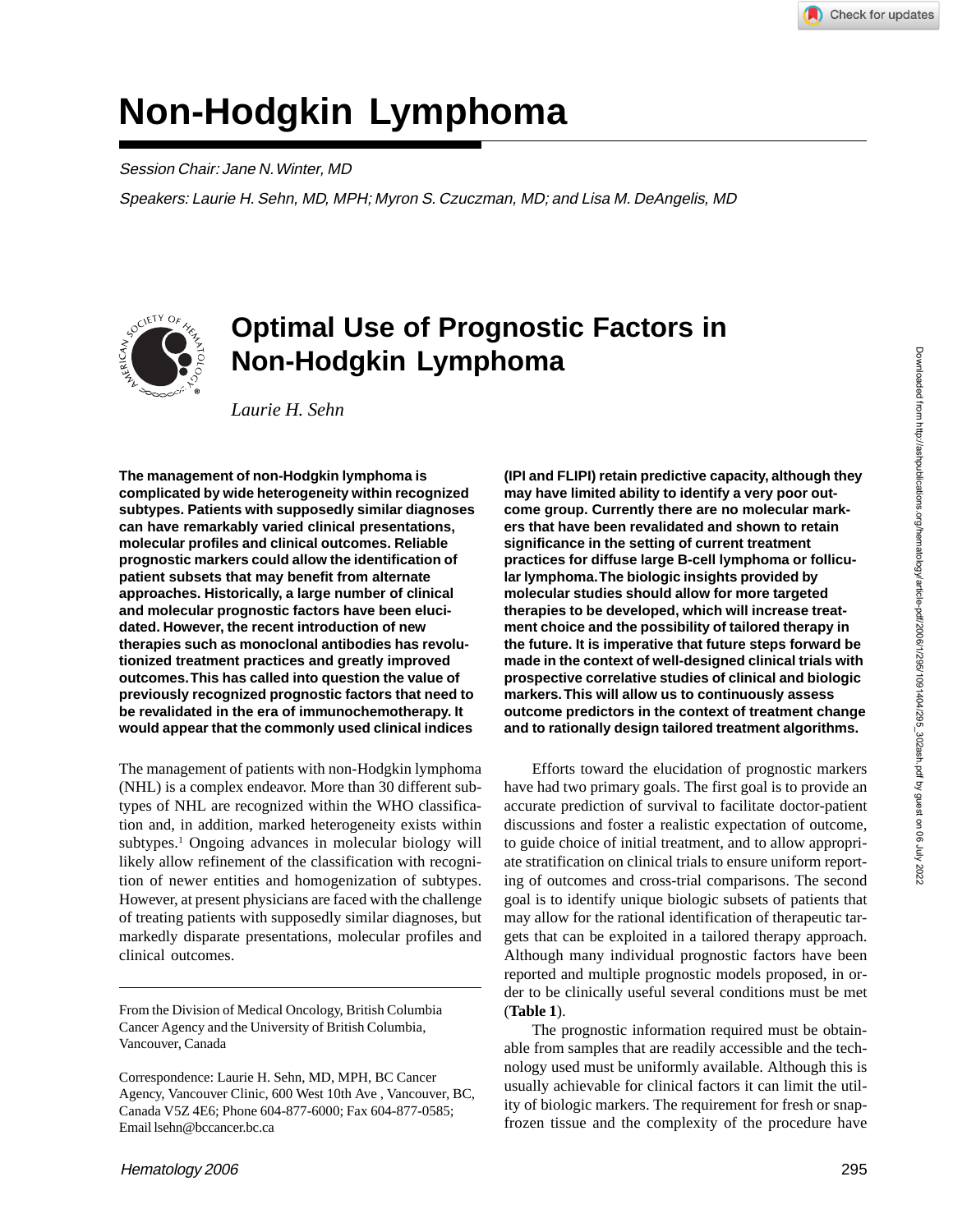# Non-Hodgkin Lymphoma

*Session Chair: Jane N. Winter, MD*

*Speakers: Laurie H. Sehn, MD, MPH; Myron S. Czuczman, MD; and Lisa M. DeAngelis, MD*

## Optimal Use of Prognostic Factors in Non-Hodgkin Lymphoma

*Laurie H. Sehn*

**The management of non-Hodgkin lymphoma is complicated by wide heterogeneity within recognized subtypes. Patients with supposedly similar diagnoses can have remarkably varied clinical presentations, molecular profiles and clinical outcomes. Reliable prognostic markers could allow the identification of patient subsets that may benefit from alternate approaches. Historically, a large number of clinical and molecular prognostic factors have been elucidated. However, the recent introduction of new therapies such as monoclonal antibodies has revolutionized treatment practices and greatly improved outcomes. This has called into question the value of previously recognized prognostic factors that need to be revalidated in the era of immunochemotherapy. It would appear that the commonly used clinical indices (IPI and FLIPI) retain predictive capacity, although they may have limited ability to identify a very poor outcome group. Currently there are no molecular markers that have been revalidated and shown to retain significance in the setting of current treatment practices for diffuse large B-cell lymphoma or follicular lymphoma. The biologic insights provided by molecular studies should allow for more targeted therapies to be developed, which will increase treatment choice and the possibility of tailored therapy in the future. It is imperative that future steps forward be made in the context of well-designed clinical trials with prospective correlative studies of clinical and biologic markers. This will allow us to continuously assess outcome predictors in the context of treatment change and to rationally design tailored treatment algorithms.**

The management of patients with non-Hodgkin lymphoma (NHL) is a complex endeavor. More than 30 different subtypes of NHL are recognized within the WHO classification and, in addition, marked heterogeneity exists within subtypes.[1] Ongoing advances in molecular biology will likely allow refinement of the classification with recognition of newer entities and homogenization of subtypes. However, at present physicians are faced with the challenge of treating patients with supposedly similar diagnoses, but markedly disparate presentations, molecular profiles and clinical outcomes.

Efforts toward the elucidation of prognostic markers have had two primary goals. The first goal is to provide an accurate prediction of survival to facilitate doctor-patient discussions and foster a realistic expectation of outcome, to guide choice of initial treatment, and to allow appropriate stratification on clinical trials to ensure uniform reporting of outcomes and cross-trial comparisons. The second goal is to identify unique biologic subsets of patients that may allow for the rational identification of therapeutic targets that can be exploited in a tailored therapy approach. Although many individual prognostic factors have been reported and multiple prognostic models proposed, in order to be clinically useful several conditions must be met (**Table 1**).

The prognostic information required must be obtainable from samples that are readily accessible and the technology used must be uniformly available. Although this is usually achievable for clinical factors it can limit the utility of biologic markers. The requirement for fresh or snap-frozen tissue and the complexity of the procedure have

From the Division of Medical Oncology, British Columbia Cancer Agency and the University of British Columbia, Vancouver, Canada

Correspondence: Laurie H. Sehn, MD, MPH, BC Cancer Agency, Vancouver Clinic, 600 West 10th Ave , Vancouver, BC, Canada V5Z 4E6; Phone 604-877-6000; Fax 604-877-0585; Email lsehn@bccancer.bc.ca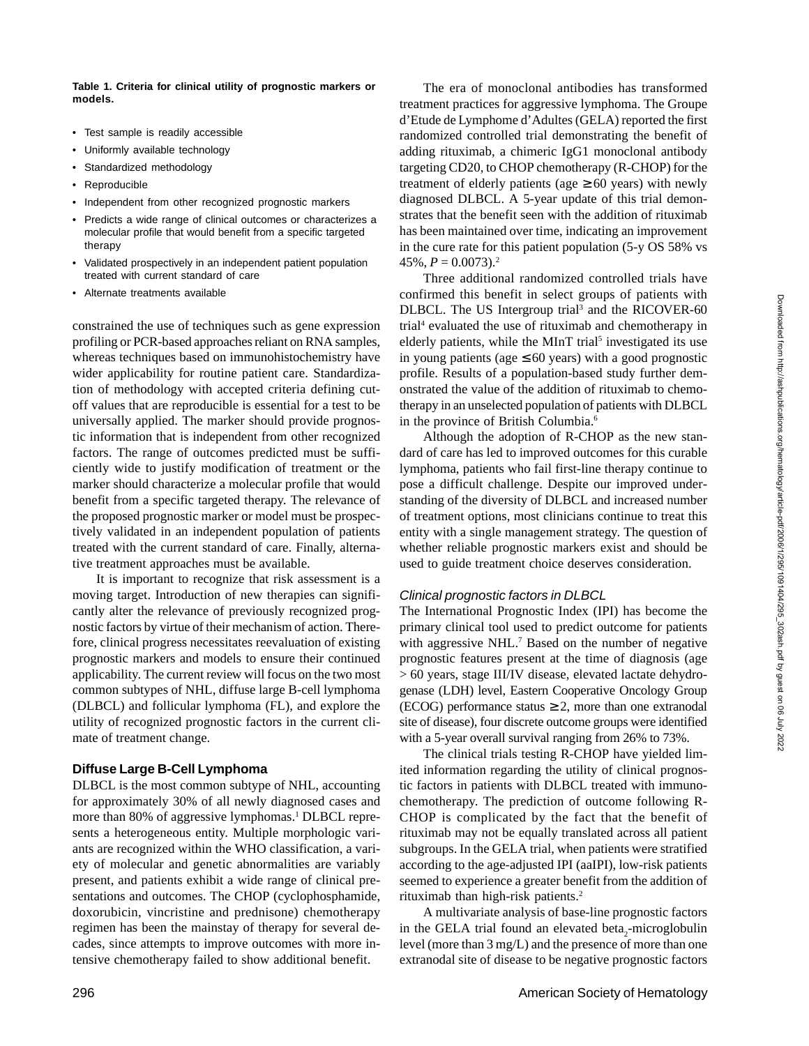**Table 1. Criteria for clinical utility of prognostic markers or models.**

- Test sample is readily accessible
- Uniformly available technology
- Standardized methodology
- Reproducible
- Independent from other recognized prognostic markers
- Predicts a wide range of clinical outcomes or characterizes a molecular profile that would benefit from a specific targeted therapy
- Validated prospectively in an independent patient population treated with current standard of care
- Alternate treatments available

constrained the use of techniques such as gene expression profiling or PCR-based approaches reliant on RNA samples, whereas techniques based on immunohistochemistry have wider applicability for routine patient care. Standardization of methodology with accepted criteria defining cutoff values that are reproducible is essential for a test to be universally applied. The marker should provide prognostic information that is independent from other recognized factors. The range of outcomes predicted must be sufficiently wide to justify modification of treatment or the marker should characterize a molecular profile that would benefit from a specific targeted therapy. The relevance of the proposed prognostic marker or model must be prospectively validated in an independent population of patients treated with the current standard of care. Finally, alternative treatment approaches must be available.

It is important to recognize that risk assessment is a moving target. Introduction of new therapies can significantly alter the relevance of previously recognized prognostic factors by virtue of their mechanism of action. Therefore, clinical progress necessitates reevaluation of existing prognostic markers and models to ensure their continued applicability. The current review will focus on the two most common subtypes of NHL, diffuse large B-cell lymphoma (DLBCL) and follicular lymphoma (FL), and explore the utility of recognized prognostic factors in the current climate of treatment change.

## Diffuse Large B-Cell Lymphoma

DLBCL is the most common subtype of NHL, accounting for approximately 30% of all newly diagnosed cases and more than 80% of aggressive lymphomas.[1] DLBCL represents a heterogeneous entity. Multiple morphologic variants are recognized within the WHO classification, a variety of molecular and genetic abnormalities are variably present, and patients exhibit a wide range of clinical presentations and outcomes. The CHOP (cyclophosphamide, doxorubicin, vincristine and prednisone) chemotherapy regimen has been the mainstay of therapy for several decades, since attempts to improve outcomes with more intensive chemotherapy failed to show additional benefit.

The era of monoclonal antibodies has transformed treatment practices for aggressive lymphoma. The Groupe d'Etude de Lymphome d'Adultes (GELA) reported the first randomized controlled trial demonstrating the benefit of adding rituximab, a chimeric IgG1 monoclonal antibody targeting CD20, to CHOP chemotherapy (R-CHOP) for the treatment of elderly patients (age ≥ 60 years) with newly diagnosed DLBCL. A 5-year update of this trial demonstrates that the benefit seen with the addition of rituximab has been maintained over time, indicating an improvement in the cure rate for this patient population (5-y OS 58% vs 45%, $P = 0.0073$).[2]

Three additional randomized controlled trials have confirmed this benefit in select groups of patients with DLBCL. The US Intergroup trial[3] and the RICOVER-60 trial[4] evaluated the use of rituximab and chemotherapy in elderly patients, while the MInT trial[5] investigated its use in young patients (age ≤ 60 years) with a good prognostic profile. Results of a population-based study further demonstrated the value of the addition of rituximab to chemotherapy in an unselected population of patients with DLBCL in the province of British Columbia.[6]

Although the adoption of R-CHOP as the new standard of care has led to improved outcomes for this curable lymphoma, patients who fail first-line therapy continue to pose a difficult challenge. Despite our improved understanding of the diversity of DLBCL and increased number of treatment options, most clinicians continue to treat this entity with a single management strategy. The question of whether reliable prognostic markers exist and should be used to guide treatment choice deserves consideration.

### *Clinical prognostic factors in DLBCL*

The International Prognostic Index (IPI) has become the primary clinical tool used to predict outcome for patients with aggressive NHL.[7] Based on the number of negative prognostic features present at the time of diagnosis (age > 60 years, stage III/IV disease, elevated lactate dehydrogenase (LDH) level, Eastern Cooperative Oncology Group (ECOG) performance status ≥ 2, more than one extranodal site of disease), four discrete outcome groups were identified with a 5-year overall survival ranging from 26% to 73%.

The clinical trials testing R-CHOP have yielded limited information regarding the utility of clinical prognostic factors in patients with DLBCL treated with immunochemotherapy. The prediction of outcome following R-CHOP is complicated by the fact that the benefit of rituximab may not be equally translated across all patient subgroups. In the GELA trial, when patients were stratified according to the age-adjusted IPI (aaIPI), low-risk patients seemed to experience a greater benefit from the addition of rituximab than high-risk patients.[2]

A multivariate analysis of base-line prognostic factors in the GELA trial found an elevated beta$_2$-microglobulin level (more than 3 mg/L) and the presence of more than one extranodal site of disease to be negative prognostic factors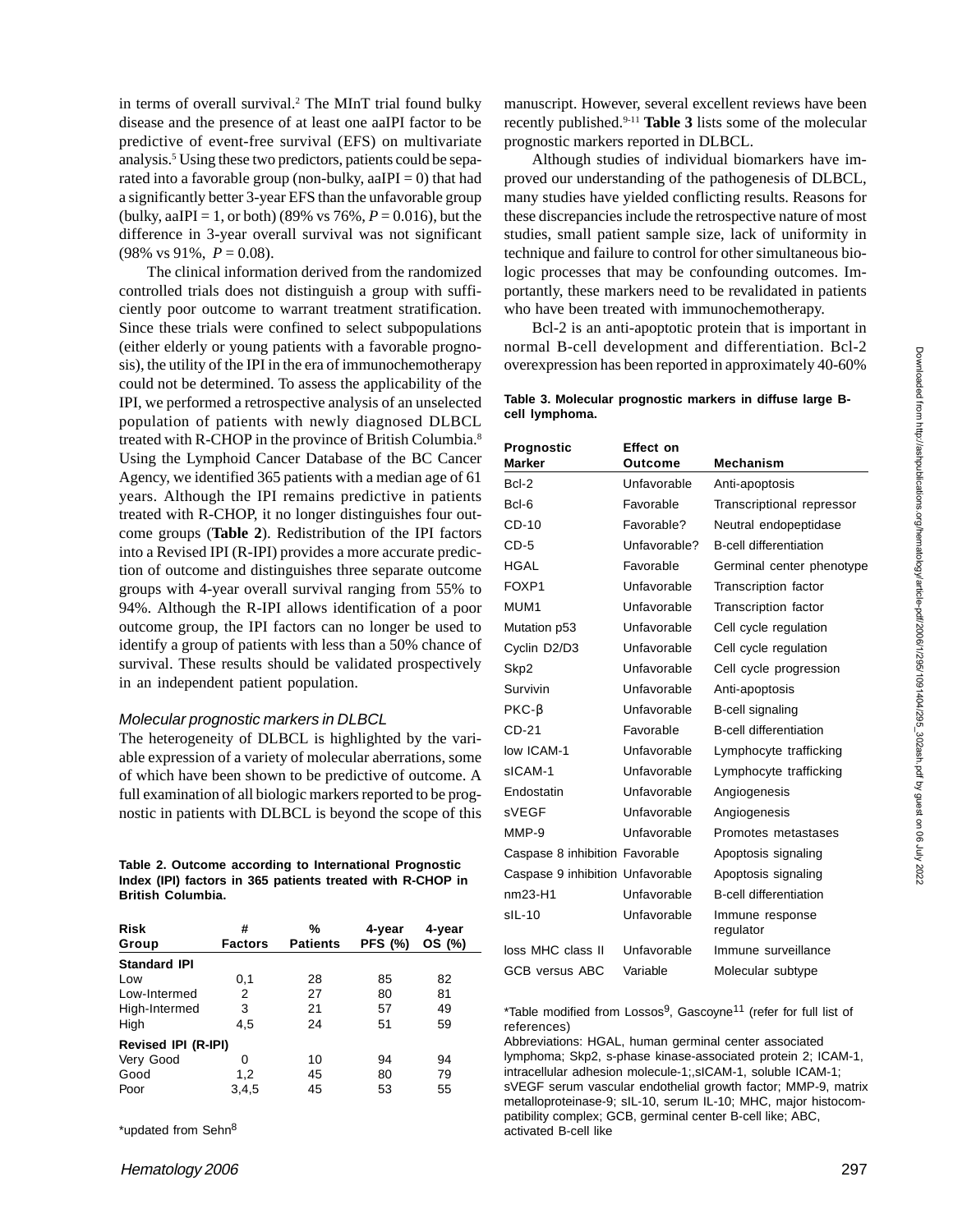in terms of overall survival.[2] The MInT trial found bulky disease and the presence of at least one aaIPI factor to be predictive of event-free survival (EFS) on multivariate analysis.[5] Using these two predictors, patients could be separated into a favorable group (non-bulky, aaIPI = 0) that had a significantly better 3-year EFS than the unfavorable group (bulky, aaIPI = 1, or both) (89% vs 76%, $P = 0.016$), but the difference in 3-year overall survival was not significant (98% vs 91%, $P = 0.08$).

The clinical information derived from the randomized controlled trials does not distinguish a group with sufficiently poor outcome to warrant treatment stratification. Since these trials were confined to select subpopulations (either elderly or young patients with a favorable prognosis), the utility of the IPI in the era of immunochemotherapy could not be determined. To assess the applicability of the IPI, we performed a retrospective analysis of an unselected population of patients with newly diagnosed DLBCL treated with R-CHOP in the province of British Columbia.[8] Using the Lymphoid Cancer Database of the BC Cancer Agency, we identified 365 patients with a median age of 61 years. Although the IPI remains predictive in patients treated with R-CHOP, it no longer distinguishes four outcome groups (**Table 2**). Redistribution of the IPI factors into a Revised IPI (R-IPI) provides a more accurate prediction of outcome and distinguishes three separate outcome groups with 4-year overall survival ranging from 55% to 94%. Although the R-IPI allows identification of a poor outcome group, the IPI factors can no longer be used to identify a group of patients with less than a 50% chance of survival. These results should be validated prospectively in an independent patient population.

**Table 2. Outcome according to International Prognostic Index (IPI) factors in 365 patients treated with R-CHOP in British Columbia.**

| Risk Group | # Factors | % Patients | 4-year PFS (%) | 4-year OS (%) |
|---|---|---|---|---|
| **Standard IPI** | | | | |
| Low | 0,1 | 28 | 85 | 82 |
| Low-Intermed | 2 | 27 | 80 | 81 |
| High-Intermed | 3 | 21 | 57 | 49 |
| High | 4,5 | 24 | 51 | 59 |
| **Revised IPI (R-IPI)** | | | | |
| Very Good | 0 | 10 | 94 | 94 |
| Good | 1,2 | 45 | 80 | 79 |
| Poor | 3,4,5 | 45 | 53 | 55 |

*updated from Sehn[8]

### *Molecular prognostic markers in DLBCL*

The heterogeneity of DLBCL is highlighted by the variable expression of a variety of molecular aberrations, some of which have been shown to be predictive of outcome. A full examination of all biologic markers reported to be prognostic in patients with DLBCL is beyond the scope of this manuscript. However, several excellent reviews have been recently published.[9-11] **Table 3** lists some of the molecular prognostic markers reported in DLBCL.

Although studies of individual biomarkers have improved our understanding of the pathogenesis of DLBCL, many studies have yielded conflicting results. Reasons for these discrepancies include the retrospective nature of most studies, small patient sample size, lack of uniformity in technique and failure to control for other simultaneous biologic processes that may be confounding outcomes. Importantly, these markers need to be revalidated in patients who have been treated with immunochemotherapy.

Bcl-2 is an anti-apoptotic protein that is important in normal B-cell development and differentiation. Bcl-2 overexpression has been reported in approximately 40-60%

**Table 3. Molecular prognostic markers in diffuse large B-cell lymphoma.**

| Prognostic Marker | Effect on Outcome | Mechanism |
|---|---|---|
| Bcl-2 | Unfavorable | Anti-apoptosis |
| Bcl-6 | Favorable | Transcriptional repressor |
| CD-10 | Favorable? | Neutral endopeptidase |
| CD-5 | Unfavorable? | B-cell differentiation |
| HGAL | Favorable | Germinal center phenotype |
| FOXP1 | Unfavorable | Transcription factor |
| MUM1 | Unfavorable | Transcription factor |
| Mutation p53 | Unfavorable | Cell cycle regulation |
| Cyclin D2/D3 | Unfavorable | Cell cycle regulation |
| Skp2 | Unfavorable | Cell cycle progression |
| Survivin | Unfavorable | Anti-apoptosis |
| PKC-β | Unfavorable | B-cell signaling |
| CD-21 | Favorable | B-cell differentiation |
| low ICAM-1 | Unfavorable | Lymphocyte trafficking |
| sICAM-1 | Unfavorable | Lymphocyte trafficking |
| Endostatin | Unfavorable | Angiogenesis |
| sVEGF | Unfavorable | Angiogenesis |
| MMP-9 | Unfavorable | Promotes metastases |
| Caspase 8 inhibition | Favorable | Apoptosis signaling |
| Caspase 9 inhibition | Unfavorable | Apoptosis signaling |
| nm23-H1 | Unfavorable | B-cell differentiation |
| sIL-10 | Unfavorable | Immune response regulator |
| loss MHC class II | Unfavorable | Immune surveillance |
| GCB versus ABC | Variable | Molecular subtype |

*Table modified from Lossos[9], Gascoyne[11] (refer for full list of references)

Abbreviations: HGAL, human germinal center associated lymphoma; Skp2, s-phase kinase-associated protein 2; ICAM-1, intracellular adhesion molecule-1;,sICAM-1, soluble ICAM-1; sVEGF serum vascular endothelial growth factor; MMP-9, matrix metalloproteinase-9; sIL-10, serum IL-10; MHC, major histocompatibility complex; GCB, germinal center B-cell like; ABC, activated B-cell like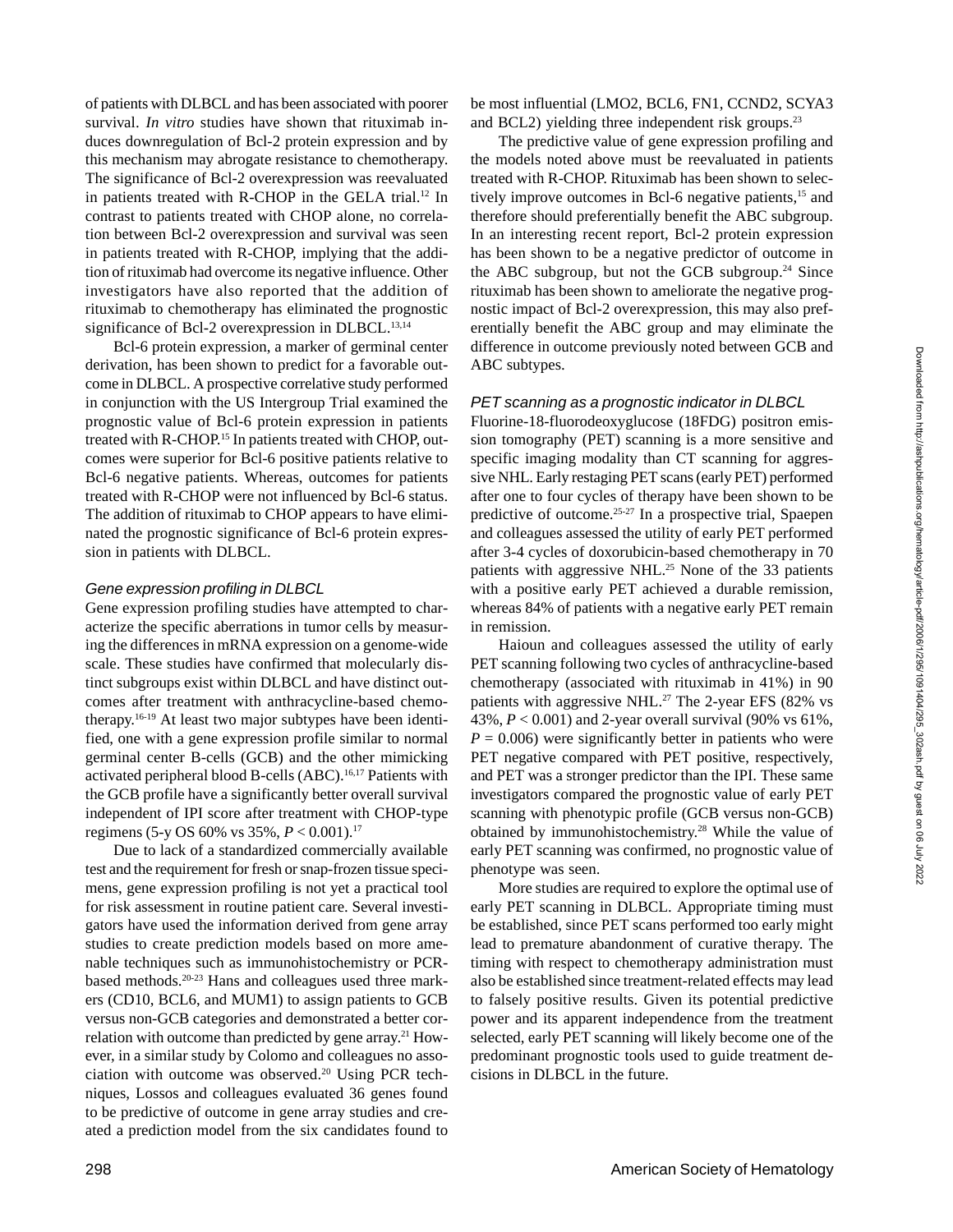of patients with DLBCL and has been associated with poorer survival. *In vitro* studies have shown that rituximab induces downregulation of Bcl-2 protein expression and by this mechanism may abrogate resistance to chemotherapy. The significance of Bcl-2 overexpression was reevaluated in patients treated with R-CHOP in the GELA trial.[12] In contrast to patients treated with CHOP alone, no correlation between Bcl-2 overexpression and survival was seen in patients treated with R-CHOP, implying that the addition of rituximab had overcome its negative influence. Other investigators have also reported that the addition of rituximab to chemotherapy has eliminated the prognostic significance of Bcl-2 overexpression in DLBCL.[13,14]

Bcl-6 protein expression, a marker of germinal center derivation, has been shown to predict for a favorable outcome in DLBCL. A prospective correlative study performed in conjunction with the US Intergroup Trial examined the prognostic value of Bcl-6 protein expression in patients treated with R-CHOP.[15] In patients treated with CHOP, outcomes were superior for Bcl-6 positive patients relative to Bcl-6 negative patients. Whereas, outcomes for patients treated with R-CHOP were not influenced by Bcl-6 status. The addition of rituximab to CHOP appears to have eliminated the prognostic significance of Bcl-6 protein expression in patients with DLBCL.

### *Gene expression profiling in DLBCL*

Gene expression profiling studies have attempted to characterize the specific aberrations in tumor cells by measuring the differences in mRNA expression on a genome-wide scale. These studies have confirmed that molecularly distinct subgroups exist within DLBCL and have distinct outcomes after treatment with anthracycline-based chemotherapy.[16-19] At least two major subtypes have been identified, one with a gene expression profile similar to normal germinal center B-cells (GCB) and the other mimicking activated peripheral blood B-cells (ABC).[16,17] Patients with the GCB profile have a significantly better overall survival independent of IPI score after treatment with CHOP-type regimens (5-y OS 60% vs 35%, $P < 0.001$).[17]

Due to lack of a standardized commercially available test and the requirement for fresh or snap-frozen tissue specimens, gene expression profiling is not yet a practical tool for risk assessment in routine patient care. Several investigators have used the information derived from gene array studies to create prediction models based on more amenable techniques such as immunohistochemistry or PCR-based methods.[20-23] Hans and colleagues used three markers (CD10, BCL6, and MUM1) to assign patients to GCB versus non-GCB categories and demonstrated a better correlation with outcome than predicted by gene array.[21] However, in a similar study by Colomo and colleagues no association with outcome was observed.[20] Using PCR techniques, Lossos and colleagues evaluated 36 genes found to be predictive of outcome in gene array studies and created a prediction model from the six candidates found to be most influential (LMO2, BCL6, FN1, CCND2, SCYA3 and BCL2) yielding three independent risk groups.[23]

The predictive value of gene expression profiling and the models noted above must be reevaluated in patients treated with R-CHOP. Rituximab has been shown to selectively improve outcomes in Bcl-6 negative patients,[15] and therefore should preferentially benefit the ABC subgroup. In an interesting recent report, Bcl-2 protein expression has been shown to be a negative predictor of outcome in the ABC subgroup, but not the GCB subgroup.[24] Since rituximab has been shown to ameliorate the negative prognostic impact of Bcl-2 overexpression, this may also preferentially benefit the ABC group and may eliminate the difference in outcome previously noted between GCB and ABC subtypes.

### *PET scanning as a prognostic indicator in DLBCL*

Fluorine-18-fluorodeoxyglucose (18FDG) positron emission tomography (PET) scanning is a more sensitive and specific imaging modality than CT scanning for aggressive NHL. Early restaging PET scans (early PET) performed after one to four cycles of therapy have been shown to be predictive of outcome.[25-27] In a prospective trial, Spaepen and colleagues assessed the utility of early PET performed after 3-4 cycles of doxorubicin-based chemotherapy in 70 patients with aggressive NHL.[25] None of the 33 patients with a positive early PET achieved a durable remission, whereas 84% of patients with a negative early PET remain in remission.

Haioun and colleagues assessed the utility of early PET scanning following two cycles of anthracycline-based chemotherapy (associated with rituximab in 41%) in 90 patients with aggressive NHL.[27] The 2-year EFS (82% vs 43%, $P < 0.001$) and 2-year overall survival (90% vs 61%, $P = 0.006$) were significantly better in patients who were PET negative compared with PET positive, respectively, and PET was a stronger predictor than the IPI. These same investigators compared the prognostic value of early PET scanning with phenotypic profile (GCB versus non-GCB) obtained by immunohistochemistry.[28] While the value of early PET scanning was confirmed, no prognostic value of phenotype was seen.

More studies are required to explore the optimal use of early PET scanning in DLBCL. Appropriate timing must be established, since PET scans performed too early might lead to premature abandonment of curative therapy. The timing with respect to chemotherapy administration must also be established since treatment-related effects may lead to falsely positive results. Given its potential predictive power and its apparent independence from the treatment selected, early PET scanning will likely become one of the predominant prognostic tools used to guide treatment decisions in DLBCL in the future.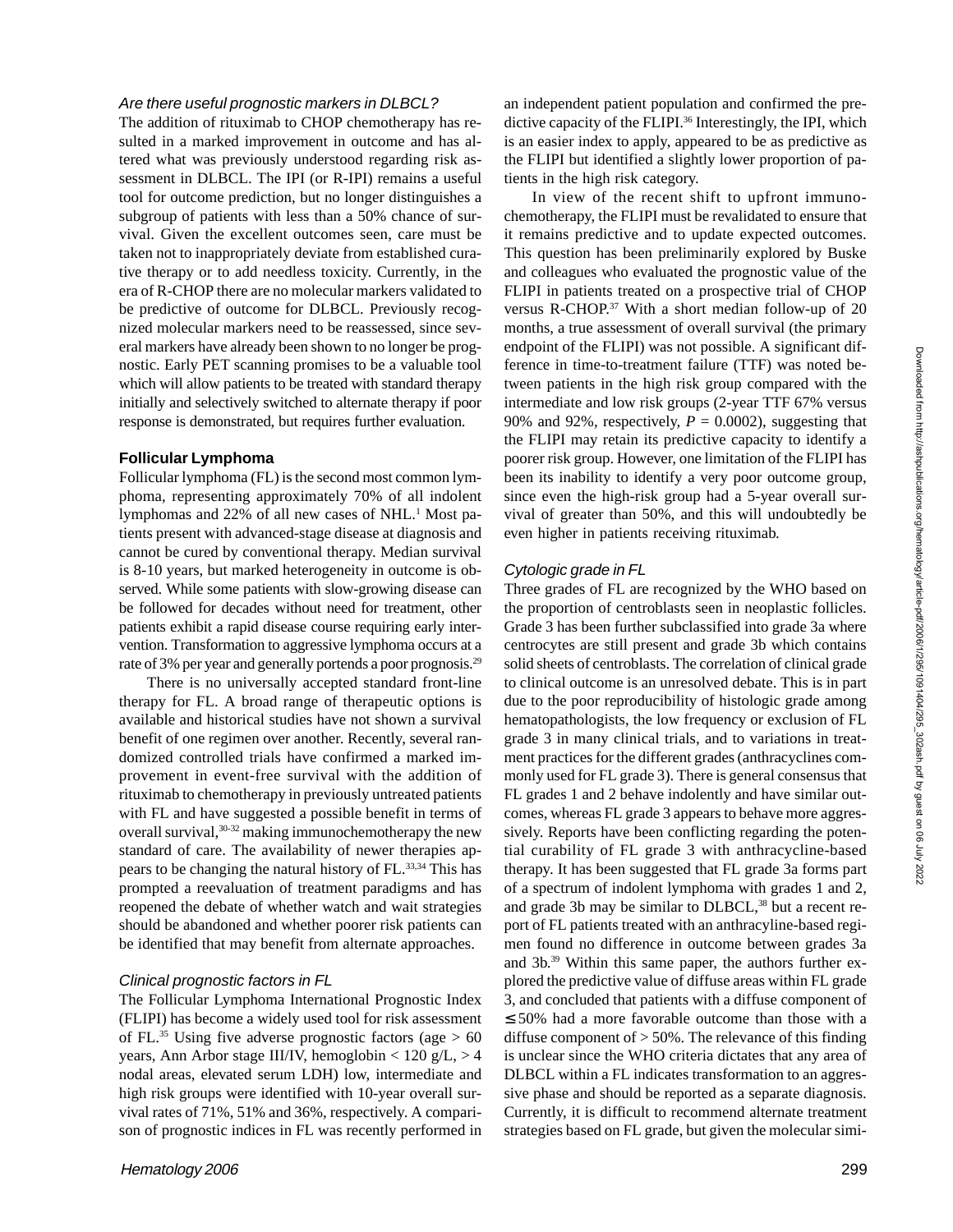### *Are there useful prognostic markers in DLBCL?*

The addition of rituximab to CHOP chemotherapy has resulted in a marked improvement in outcome and has altered what was previously understood regarding risk assessment in DLBCL. The IPI (or R-IPI) remains a useful tool for outcome prediction, but no longer distinguishes a subgroup of patients with less than a 50% chance of survival. Given the excellent outcomes seen, care must be taken not to inappropriately deviate from established curative therapy or to add needless toxicity. Currently, in the era of R-CHOP there are no molecular markers validated to be predictive of outcome for DLBCL. Previously recognized molecular markers need to be reassessed, since several markers have already been shown to no longer be prognostic. Early PET scanning promises to be a valuable tool which will allow patients to be treated with standard therapy initially and selectively switched to alternate therapy if poor response is demonstrated, but requires further evaluation.

## Follicular Lymphoma

Follicular lymphoma (FL) is the second most common lymphoma, representing approximately 70% of all indolent lymphomas and 22% of all new cases of NHL.[1] Most patients present with advanced-stage disease at diagnosis and cannot be cured by conventional therapy. Median survival is 8-10 years, but marked heterogeneity in outcome is observed. While some patients with slow-growing disease can be followed for decades without need for treatment, other patients exhibit a rapid disease course requiring early intervention. Transformation to aggressive lymphoma occurs at a rate of 3% per year and generally portends a poor prognosis.[29]

There is no universally accepted standard front-line therapy for FL. A broad range of therapeutic options is available and historical studies have not shown a survival benefit of one regimen over another. Recently, several randomized controlled trials have confirmed a marked improvement in event-free survival with the addition of rituximab to chemotherapy in previously untreated patients with FL and have suggested a possible benefit in terms of overall survival,[30-32] making immunochemotherapy the new standard of care. The availability of newer therapies appears to be changing the natural history of FL.[33,34] This has prompted a reevaluation of treatment paradigms and has reopened the debate of whether watch and wait strategies should be abandoned and whether poorer risk patients can be identified that may benefit from alternate approaches.

### *Clinical prognostic factors in FL*

The Follicular Lymphoma International Prognostic Index (FLIPI) has become a widely used tool for risk assessment of FL.[35] Using five adverse prognostic factors (age > 60 years, Ann Arbor stage III/IV, hemoglobin < 120 g/L, > 4 nodal areas, elevated serum LDH) low, intermediate and high risk groups were identified with 10-year overall survival rates of 71%, 51% and 36%, respectively. A comparison of prognostic indices in FL was recently performed in an independent patient population and confirmed the predictive capacity of the FLIPI.[36] Interestingly, the IPI, which is an easier index to apply, appeared to be as predictive as the FLIPI but identified a slightly lower proportion of patients in the high risk category.

In view of the recent shift to upfront immunochemotherapy, the FLIPI must be revalidated to ensure that it remains predictive and to update expected outcomes. This question has been preliminarily explored by Buske and colleagues who evaluated the prognostic value of the FLIPI in patients treated on a prospective trial of CHOP versus R-CHOP.[37] With a short median follow-up of 20 months, a true assessment of overall survival (the primary endpoint of the FLIPI) was not possible. A significant difference in time-to-treatment failure (TTF) was noted between patients in the high risk group compared with the intermediate and low risk groups (2-year TTF 67% versus 90% and 92%, respectively, $P = 0.0002$), suggesting that the FLIPI may retain its predictive capacity to identify a poorer risk group. However, one limitation of the FLIPI has been its inability to identify a very poor outcome group, since even the high-risk group had a 5-year overall survival of greater than 50%, and this will undoubtedly be even higher in patients receiving rituximab.

### *Cytologic grade in FL*

Three grades of FL are recognized by the WHO based on the proportion of centroblasts seen in neoplastic follicles. Grade 3 has been further subclassified into grade 3a where centrocytes are still present and grade 3b which contains solid sheets of centroblasts. The correlation of clinical grade to clinical outcome is an unresolved debate. This is in part due to the poor reproducibility of histologic grade among hematopathologists, the low frequency or exclusion of FL grade 3 in many clinical trials, and to variations in treatment practices for the different grades (anthracyclines commonly used for FL grade 3). There is general consensus that FL grades 1 and 2 behave indolently and have similar outcomes, whereas FL grade 3 appears to behave more aggressively. Reports have been conflicting regarding the potential curability of FL grade 3 with anthracycline-based therapy. It has been suggested that FL grade 3a forms part of a spectrum of indolent lymphoma with grades 1 and 2, and grade 3b may be similar to DLBCL,[38] but a recent report of FL patients treated with an anthracyline-based regimen found no difference in outcome between grades 3a and 3b.[39] Within this same paper, the authors further explored the predictive value of diffuse areas within FL grade 3, and concluded that patients with a diffuse component of ≤ 50% had a more favorable outcome than those with a diffuse component of > 50%. The relevance of this finding is unclear since the WHO criteria dictates that any area of DLBCL within a FL indicates transformation to an aggressive phase and should be reported as a separate diagnosis. Currently, it is difficult to recommend alternate treatment strategies based on FL grade, but given the molecular simi-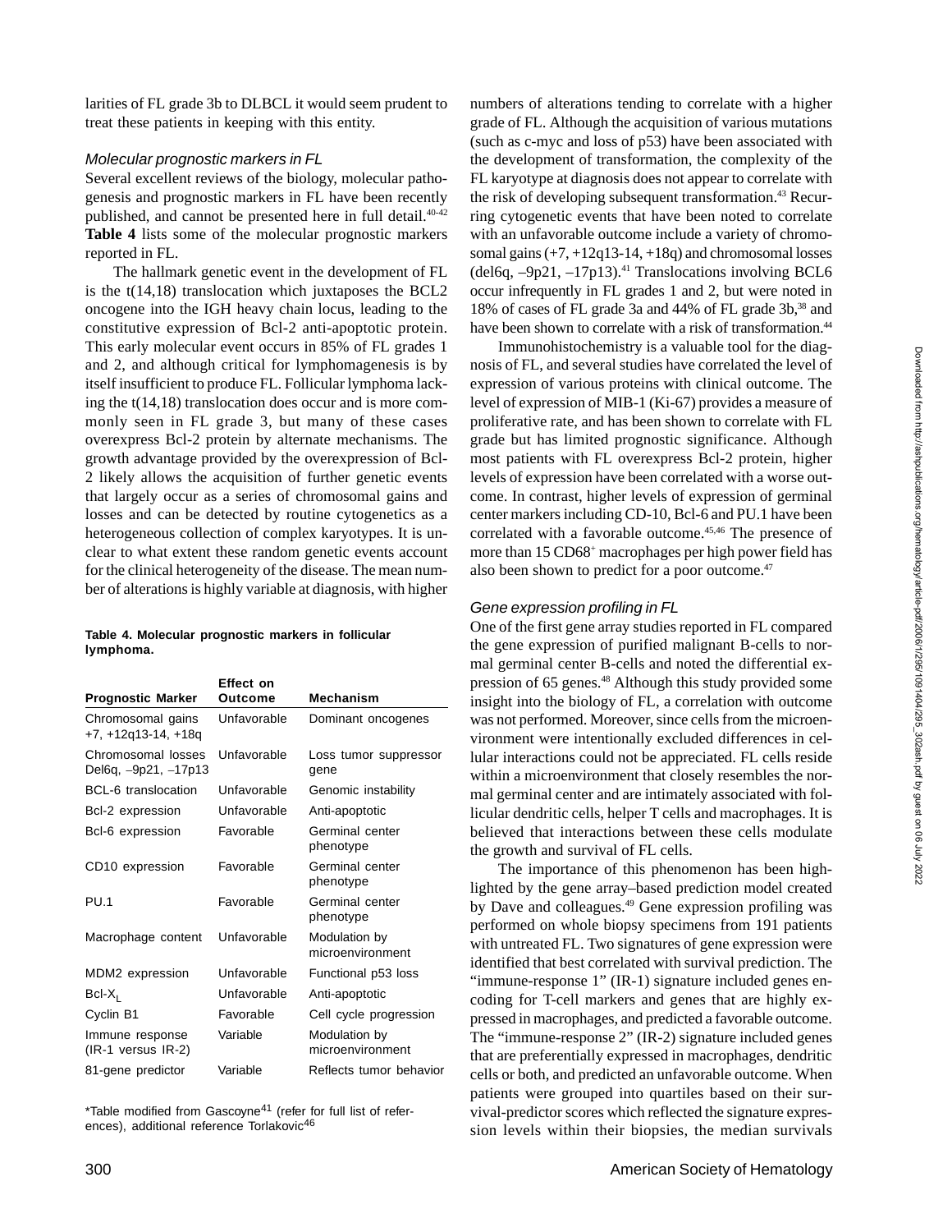larities of FL grade 3b to DLBCL it would seem prudent to treat these patients in keeping with this entity.

### *Molecular prognostic markers in FL*

Several excellent reviews of the biology, molecular pathogenesis and prognostic markers in FL have been recently published, and cannot be presented here in full detail.[40-42] **Table 4** lists some of the molecular prognostic markers reported in FL.

The hallmark genetic event in the development of FL is the t(14,18) translocation which juxtaposes the BCL2 oncogene into the IGH heavy chain locus, leading to the constitutive expression of Bcl-2 anti-apoptotic protein. This early molecular event occurs in 85% of FL grades 1 and 2, and although critical for lymphomagenesis is by itself insufficient to produce FL. Follicular lymphoma lacking the t(14,18) translocation does occur and is more commonly seen in FL grade 3, but many of these cases overexpress Bcl-2 protein by alternate mechanisms. The growth advantage provided by the overexpression of Bcl-2 likely allows the acquisition of further genetic events that largely occur as a series of chromosomal gains and losses and can be detected by routine cytogenetics as a heterogeneous collection of complex karyotypes. It is unclear to what extent these random genetic events account for the clinical heterogeneity of the disease. The mean number of alterations is highly variable at diagnosis, with higher numbers of alterations tending to correlate with a higher grade of FL. Although the acquisition of various mutations (such as c-myc and loss of p53) have been associated with the development of transformation, the complexity of the FL karyotype at diagnosis does not appear to correlate with the risk of developing subsequent transformation.[43] Recurring cytogenetic events that have been noted to correlate with an unfavorable outcome include a variety of chromosomal gains (+7, +12q13-14, +18q) and chromosomal losses (del6q, –9p21, –17p13).[41] Translocations involving BCL6 occur infrequently in FL grades 1 and 2, but were noted in 18% of cases of FL grade 3a and 44% of FL grade 3b,[38] and have been shown to correlate with a risk of transformation.[44]

**Table 4. Molecular prognostic markers in follicular lymphoma.**

| Prognostic Marker | Effect on Outcome | Mechanism |
|---|---|---|
| Chromosomal gains +7, +12q13-14, +18q | Unfavorable | Dominant oncogenes |
| Chromosomal losses Del6q, –9p21, –17p13 | Unfavorable | Loss tumor suppressor gene |
| BCL-6 translocation | Unfavorable | Genomic instability |
| Bcl-2 expression | Unfavorable | Anti-apoptotic |
| Bcl-6 expression | Favorable | Germinal center phenotype |
| CD10 expression | Favorable | Germinal center phenotype |
| PU.1 | Favorable | Germinal center phenotype |
| Macrophage content | Unfavorable | Modulation by microenvironment |
| MDM2 expression | Unfavorable | Functional p53 loss |
| $Bcl\text{-}X_L$ | Unfavorable | Anti-apoptotic |
| Cyclin B1 | Favorable | Cell cycle progression |
| Immune response (IR-1 versus IR-2) | Variable | Modulation by microenvironment |
| 81-gene predictor | Variable | Reflects tumor behavior |

*Table modified from Gascoyne[41] (refer for full list of references), additional reference Torlakovic[46]

Immunohistochemistry is a valuable tool for the diagnosis of FL, and several studies have correlated the level of expression of various proteins with clinical outcome. The level of expression of MIB-1 (Ki-67) provides a measure of proliferative rate, and has been shown to correlate with FL grade but has limited prognostic significance. Although most patients with FL overexpress Bcl-2 protein, higher levels of expression have been correlated with a worse outcome. In contrast, higher levels of expression of germinal center markers including CD-10, Bcl-6 and PU.1 have been correlated with a favorable outcome.[45,46] The presence of more than 15 CD68$^{+}$ macrophages per high power field has also been shown to predict for a poor outcome.[47]

### *Gene expression profiling in FL*

One of the first gene array studies reported in FL compared the gene expression of purified malignant B-cells to normal germinal center B-cells and noted the differential expression of 65 genes.[48] Although this study provided some insight into the biology of FL, a correlation with outcome was not performed. Moreover, since cells from the microenvironment were intentionally excluded differences in cellular interactions could not be appreciated. FL cells reside within a microenvironment that closely resembles the normal germinal center and are intimately associated with follicular dendritic cells, helper T cells and macrophages. It is believed that interactions between these cells modulate the growth and survival of FL cells.

The importance of this phenomenon has been highlighted by the gene array–based prediction model created by Dave and colleagues.[49] Gene expression profiling was performed on whole biopsy specimens from 191 patients with untreated FL. Two signatures of gene expression were identified that best correlated with survival prediction. The "immune-response 1" (IR-1) signature included genes encoding for T-cell markers and genes that are highly expressed in macrophages, and predicted a favorable outcome. The "immune-response 2" (IR-2) signature included genes that are preferentially expressed in macrophages, dendritic cells or both, and predicted an unfavorable outcome. When patients were grouped into quartiles based on their survival-predictor scores which reflected the signature expression levels within their biopsies, the median survivals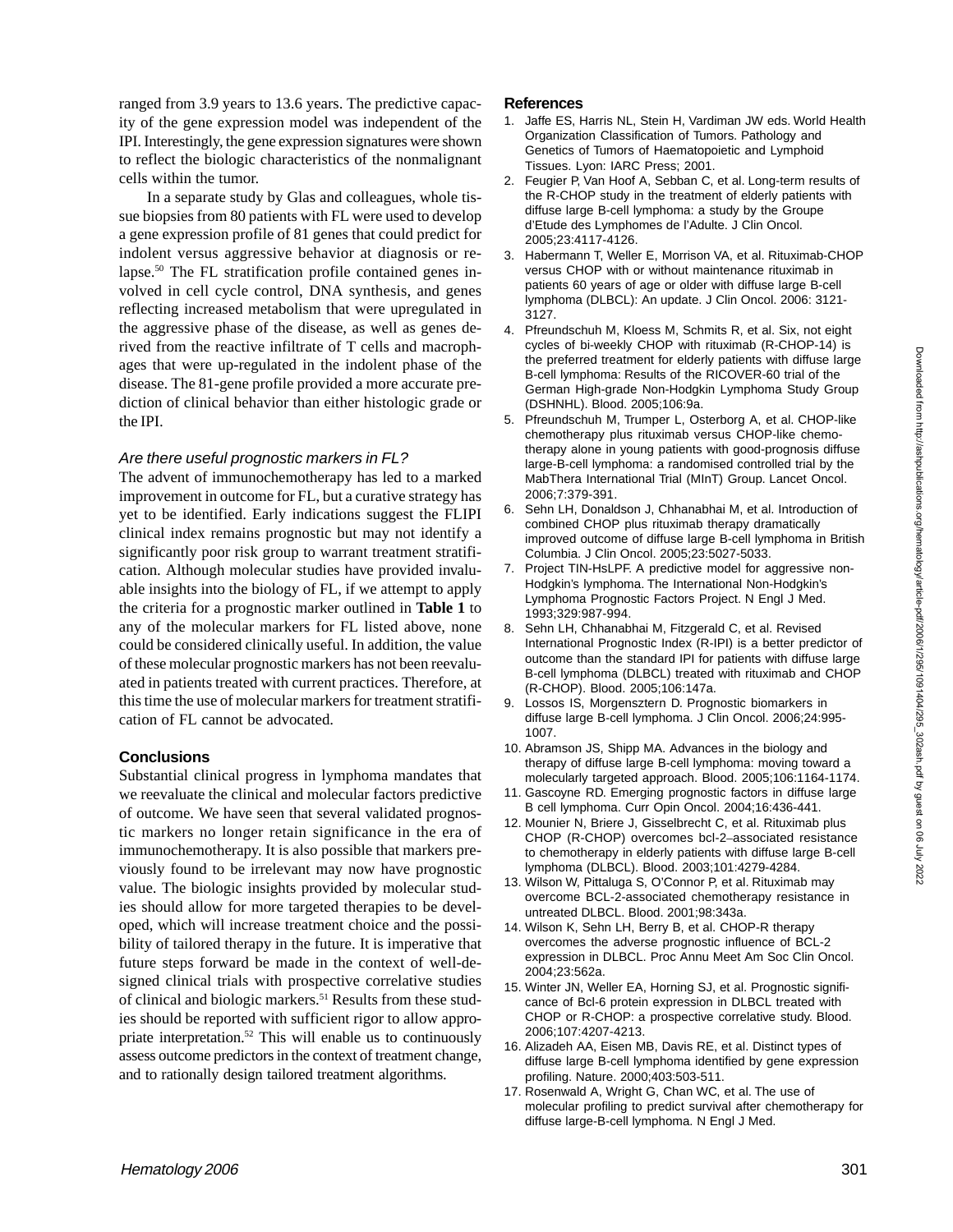ranged from 3.9 years to 13.6 years. The predictive capacity of the gene expression model was independent of the IPI. Interestingly, the gene expression signatures were shown to reflect the biologic characteristics of the nonmalignant cells within the tumor.

In a separate study by Glas and colleagues, whole tissue biopsies from 80 patients with FL were used to develop a gene expression profile of 81 genes that could predict for indolent versus aggressive behavior at diagnosis or relapse.[50] The FL stratification profile contained genes involved in cell cycle control, DNA synthesis, and genes reflecting increased metabolism that were upregulated in the aggressive phase of the disease, as well as genes derived from the reactive infiltrate of T cells and macrophages that were up-regulated in the indolent phase of the disease. The 81-gene profile provided a more accurate prediction of clinical behavior than either histologic grade or the IPI.

### *Are there useful prognostic markers in FL?*

The advent of immunochemotherapy has led to a marked improvement in outcome for FL, but a curative strategy has yet to be identified. Early indications suggest the FLIPI clinical index remains prognostic but may not identify a significantly poor risk group to warrant treatment stratification. Although molecular studies have provided invaluable insights into the biology of FL, if we attempt to apply the criteria for a prognostic marker outlined in **Table 1** to any of the molecular markers for FL listed above, none could be considered clinically useful. In addition, the value of these molecular prognostic markers has not been reevaluated in patients treated with current practices. Therefore, at this time the use of molecular markers for treatment stratification of FL cannot be advocated.

## Conclusions

Substantial clinical progress in lymphoma mandates that we reevaluate the clinical and molecular factors predictive of outcome. We have seen that several validated prognostic markers no longer retain significance in the era of immunochemotherapy. It is also possible that markers previously found to be irrelevant may now have prognostic value. The biologic insights provided by molecular studies should allow for more targeted therapies to be developed, which will increase treatment choice and the possibility of tailored therapy in the future. It is imperative that future steps forward be made in the context of well-designed clinical trials with prospective correlative studies of clinical and biologic markers.[51] Results from these studies should be reported with sufficient rigor to allow appropriate interpretation.[52] This will enable us to continuously assess outcome predictors in the context of treatment change, and to rationally design tailored treatment algorithms.

## References

1. Jaffe ES, Harris NL, Stein H, Vardiman JW eds. World Health Organization Classification of Tumors. Pathology and Genetics of Tumors of Haematopoietic and Lymphoid Tissues. Lyon: IARC Press; 2001.
2. Feugier P, Van Hoof A, Sebban C, et al. Long-term results of the R-CHOP study in the treatment of elderly patients with diffuse large B-cell lymphoma: a study by the Groupe d'Etude des Lymphomes de l'Adulte. J Clin Oncol. 2005;23:4117-4126.
3. Habermann T, Weller E, Morrison VA, et al. Rituximab-CHOP versus CHOP with or without maintenance rituximab in patients 60 years of age or older with diffuse large B-cell lymphoma (DLBCL): An update. J Clin Oncol. 2006: 3121-3127.
4. Pfreundschuh M, Kloess M, Schmits R, et al. Six, not eight cycles of bi-weekly CHOP with rituximab (R-CHOP-14) is the preferred treatment for elderly patients with diffuse large B-cell lymphoma: Results of the RICOVER-60 trial of the German High-grade Non-Hodgkin Lymphoma Study Group (DSHNHL). Blood. 2005;106:9a.
5. Pfreundschuh M, Trumper L, Osterborg A, et al. CHOP-like chemotherapy plus rituximab versus CHOP-like chemotherapy alone in young patients with good-prognosis diffuse large-B-cell lymphoma: a randomised controlled trial by the MabThera International Trial (MInT) Group. Lancet Oncol. 2006;7:379-391.
6. Sehn LH, Donaldson J, Chhanabhai M, et al. Introduction of combined CHOP plus rituximab therapy dramatically improved outcome of diffuse large B-cell lymphoma in British Columbia. J Clin Oncol. 2005;23:5027-5033.
7. Project TIN-HsLPF. A predictive model for aggressive non-Hodgkin's lymphoma. The International Non-Hodgkin's Lymphoma Prognostic Factors Project. N Engl J Med. 1993;329:987-994.
8. Sehn LH, Chhanabhai M, Fitzgerald C, et al. Revised International Prognostic Index (R-IPI) is a better predictor of outcome than the standard IPI for patients with diffuse large B-cell lymphoma (DLBCL) treated with rituximab and CHOP (R-CHOP). Blood. 2005;106:147a.
9. Lossos IS, Morgensztern D. Prognostic biomarkers in diffuse large B-cell lymphoma. J Clin Oncol. 2006;24:995-1007.
10. Abramson JS, Shipp MA. Advances in the biology and therapy of diffuse large B-cell lymphoma: moving toward a molecularly targeted approach. Blood. 2005;106:1164-1174.
11. Gascoyne RD. Emerging prognostic factors in diffuse large B cell lymphoma. Curr Opin Oncol. 2004;16:436-441.
12. Mounier N, Briere J, Gisselbrecht C, et al. Rituximab plus CHOP (R-CHOP) overcomes bcl-2–associated resistance to chemotherapy in elderly patients with diffuse large B-cell lymphoma (DLBCL). Blood. 2003;101:4279-4284.
13. Wilson W, Pittaluga S, O'Connor P, et al. Rituximab may overcome BCL-2-associated chemotherapy resistance in untreated DLBCL. Blood. 2001;98:343a.
14. Wilson K, Sehn LH, Berry B, et al. CHOP-R therapy overcomes the adverse prognostic influence of BCL-2 expression in DLBCL. Proc Annu Meet Am Soc Clin Oncol. 2004;23:562a.
15. Winter JN, Weller EA, Horning SJ, et al. Prognostic significance of Bcl-6 protein expression in DLBCL treated with CHOP or R-CHOP: a prospective correlative study. Blood. 2006;107:4207-4213.
16. Alizadeh AA, Eisen MB, Davis RE, et al. Distinct types of diffuse large B-cell lymphoma identified by gene expression profiling. Nature. 2000;403:503-511.
17. Rosenwald A, Wright G, Chan WC, et al. The use of molecular profiling to predict survival after chemotherapy for diffuse large-B-cell lymphoma. N Engl J Med.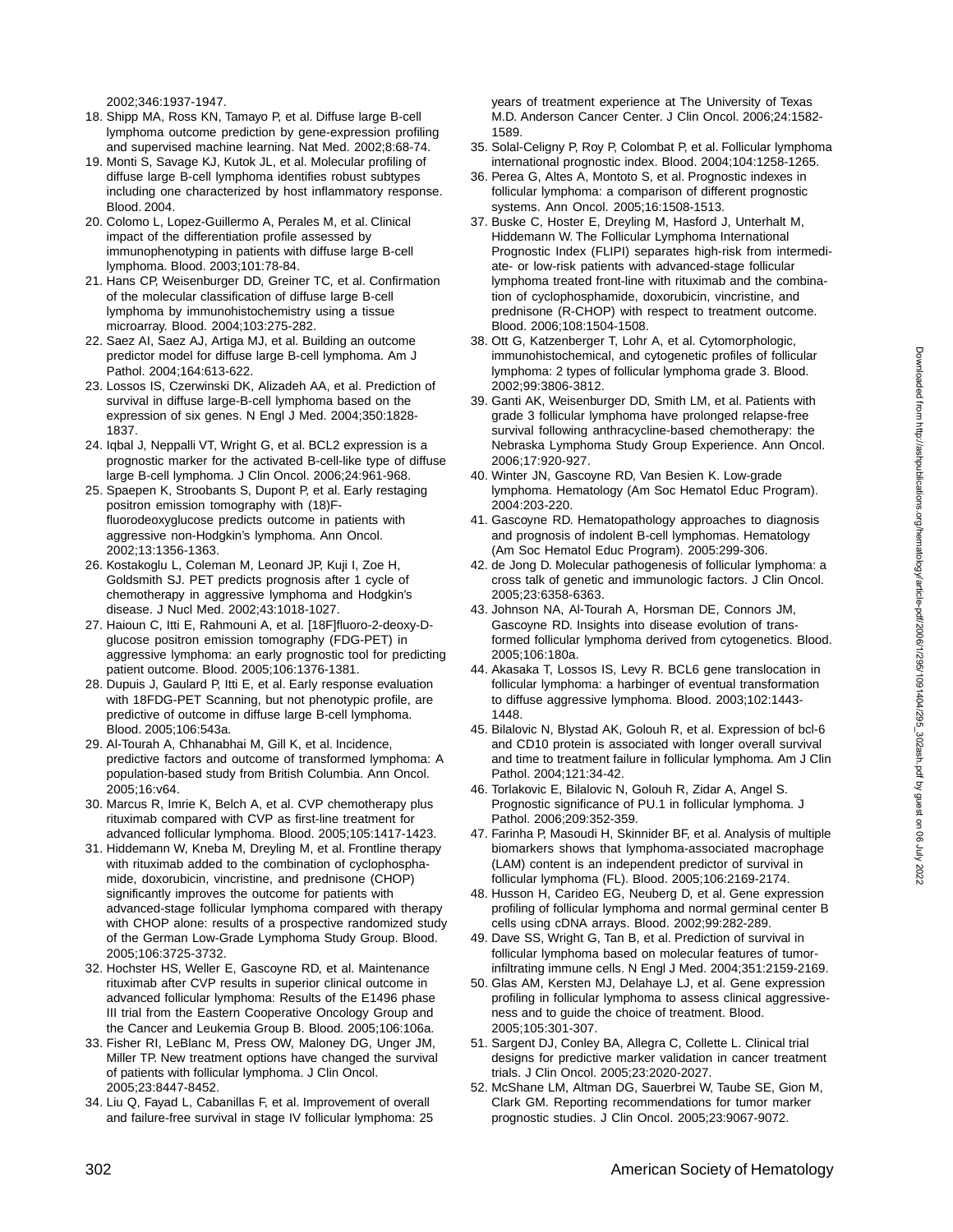2002;346:1937-1947.

18. Shipp MA, Ross KN, Tamayo P, et al. Diffuse large B-cell lymphoma outcome prediction by gene-expression profiling and supervised machine learning. Nat Med. 2002;8:68-74.
19. Monti S, Savage KJ, Kutok JL, et al. Molecular profiling of diffuse large B-cell lymphoma identifies robust subtypes including one characterized by host inflammatory response. Blood. 2004.
20. Colomo L, Lopez-Guillermo A, Perales M, et al. Clinical impact of the differentiation profile assessed by immunophenotyping in patients with diffuse large B-cell lymphoma. Blood. 2003;101:78-84.
21. Hans CP, Weisenburger DD, Greiner TC, et al. Confirmation of the molecular classification of diffuse large B-cell lymphoma by immunohistochemistry using a tissue microarray. Blood. 2004;103:275-282.
22. Saez AI, Saez AJ, Artiga MJ, et al. Building an outcome predictor model for diffuse large B-cell lymphoma. Am J Pathol. 2004;164:613-622.
23. Lossos IS, Czerwinski DK, Alizadeh AA, et al. Prediction of survival in diffuse large-B-cell lymphoma based on the expression of six genes. N Engl J Med. 2004;350:1828-1837.
24. Iqbal J, Neppalli VT, Wright G, et al. BCL2 expression is a prognostic marker for the activated B-cell-like type of diffuse large B-cell lymphoma. J Clin Oncol. 2006;24:961-968.
25. Spaepen K, Stroobants S, Dupont P, et al. Early restaging positron emission tomography with (18)F-fluorodeoxyglucose predicts outcome in patients with aggressive non-Hodgkin's lymphoma. Ann Oncol. 2002;13:1356-1363.
26. Kostakoglu L, Coleman M, Leonard JP, Kuji I, Zoe H, Goldsmith SJ. PET predicts prognosis after 1 cycle of chemotherapy in aggressive lymphoma and Hodgkin's disease. J Nucl Med. 2002;43:1018-1027.
27. Haioun C, Itti E, Rahmouni A, et al. [18F]fluoro-2-deoxy-D-glucose positron emission tomography (FDG-PET) in aggressive lymphoma: an early prognostic tool for predicting patient outcome. Blood. 2005;106:1376-1381.
28. Dupuis J, Gaulard P, Itti E, et al. Early response evaluation with 18FDG-PET Scanning, but not phenotypic profile, are predictive of outcome in diffuse large B-cell lymphoma. Blood. 2005;106:543a.
29. Al-Tourah A, Chhanabhai M, Gill K, et al. Incidence, predictive factors and outcome of transformed lymphoma: A population-based study from British Columbia. Ann Oncol. 2005;16:v64.
30. Marcus R, Imrie K, Belch A, et al. CVP chemotherapy plus rituximab compared with CVP as first-line treatment for advanced follicular lymphoma. Blood. 2005;105:1417-1423.
31. Hiddemann W, Kneba M, Dreyling M, et al. Frontline therapy with rituximab added to the combination of cyclophosphamide, doxorubicin, vincristine, and prednisone (CHOP) significantly improves the outcome for patients with advanced-stage follicular lymphoma compared with therapy with CHOP alone: results of a prospective randomized study of the German Low-Grade Lymphoma Study Group. Blood. 2005;106:3725-3732.
32. Hochster HS, Weller E, Gascoyne RD, et al. Maintenance rituximab after CVP results in superior clinical outcome in advanced follicular lymphoma: Results of the E1496 phase III trial from the Eastern Cooperative Oncology Group and the Cancer and Leukemia Group B. Blood. 2005;106:106a.
33. Fisher RI, LeBlanc M, Press OW, Maloney DG, Unger JM, Miller TP. New treatment options have changed the survival of patients with follicular lymphoma. J Clin Oncol. 2005;23:8447-8452.
34. Liu Q, Fayad L, Cabanillas F, et al. Improvement of overall and failure-free survival in stage IV follicular lymphoma: 25 years of treatment experience at The University of Texas M.D. Anderson Cancer Center. J Clin Oncol. 2006;24:1582-1589.
35. Solal-Celigny P, Roy P, Colombat P, et al. Follicular lymphoma international prognostic index. Blood. 2004;104:1258-1265.
36. Perea G, Altes A, Montoto S, et al. Prognostic indexes in follicular lymphoma: a comparison of different prognostic systems. Ann Oncol. 2005;16:1508-1513.
37. Buske C, Hoster E, Dreyling M, Hasford J, Unterhalt M, Hiddemann W. The Follicular Lymphoma International Prognostic Index (FLIPI) separates high-risk from intermediate- or low-risk patients with advanced-stage follicular lymphoma treated front-line with rituximab and the combination of cyclophosphamide, doxorubicin, vincristine, and prednisone (R-CHOP) with respect to treatment outcome. Blood. 2006;108:1504-1508.
38. Ott G, Katzenberger T, Lohr A, et al. Cytomorphologic, immunohistochemical, and cytogenetic profiles of follicular lymphoma: 2 types of follicular lymphoma grade 3. Blood. 2002;99:3806-3812.
39. Ganti AK, Weisenburger DD, Smith LM, et al. Patients with grade 3 follicular lymphoma have prolonged relapse-free survival following anthracycline-based chemotherapy: the Nebraska Lymphoma Study Group Experience. Ann Oncol. 2006;17:920-927.
40. Winter JN, Gascoyne RD, Van Besien K. Low-grade lymphoma. Hematology (Am Soc Hematol Educ Program). 2004:203-220.
41. Gascoyne RD. Hematopathology approaches to diagnosis and prognosis of indolent B-cell lymphomas. Hematology (Am Soc Hematol Educ Program). 2005:299-306.
42. de Jong D. Molecular pathogenesis of follicular lymphoma: a cross talk of genetic and immunologic factors. J Clin Oncol. 2005;23:6358-6363.
43. Johnson NA, Al-Tourah A, Horsman DE, Connors JM, Gascoyne RD. Insights into disease evolution of transformed follicular lymphoma derived from cytogenetics. Blood. 2005;106:180a.
44. Akasaka T, Lossos IS, Levy R. BCL6 gene translocation in follicular lymphoma: a harbinger of eventual transformation to diffuse aggressive lymphoma. Blood. 2003;102:1443-1448.
45. Bilalovic N, Blystad AK, Golouh R, et al. Expression of bcl-6 and CD10 protein is associated with longer overall survival and time to treatment failure in follicular lymphoma. Am J Clin Pathol. 2004;121:34-42.
46. Torlakovic E, Bilalovic N, Golouh R, Zidar A, Angel S. Prognostic significance of PU.1 in follicular lymphoma. J Pathol. 2006;209:352-359.
47. Farinha P, Masoudi H, Skinnider BF, et al. Analysis of multiple biomarkers shows that lymphoma-associated macrophage (LAM) content is an independent predictor of survival in follicular lymphoma (FL). Blood. 2005;106:2169-2174.
48. Husson H, Carideo EG, Neuberg D, et al. Gene expression profiling of follicular lymphoma and normal germinal center B cells using cDNA arrays. Blood. 2002;99:282-289.
49. Dave SS, Wright G, Tan B, et al. Prediction of survival in follicular lymphoma based on molecular features of tumor-infiltrating immune cells. N Engl J Med. 2004;351:2159-2169.
50. Glas AM, Kersten MJ, Delahaye LJ, et al. Gene expression profiling in follicular lymphoma to assess clinical aggressiveness and to guide the choice of treatment. Blood. 2005;105:301-307.
51. Sargent DJ, Conley BA, Allegra C, Collette L. Clinical trial designs for predictive marker validation in cancer treatment trials. J Clin Oncol. 2005;23:2020-2027.
52. McShane LM, Altman DG, Sauerbrei W, Taube SE, Gion M, Clark GM. Reporting recommendations for tumor marker prognostic studies. J Clin Oncol. 2005;23:9067-9072.